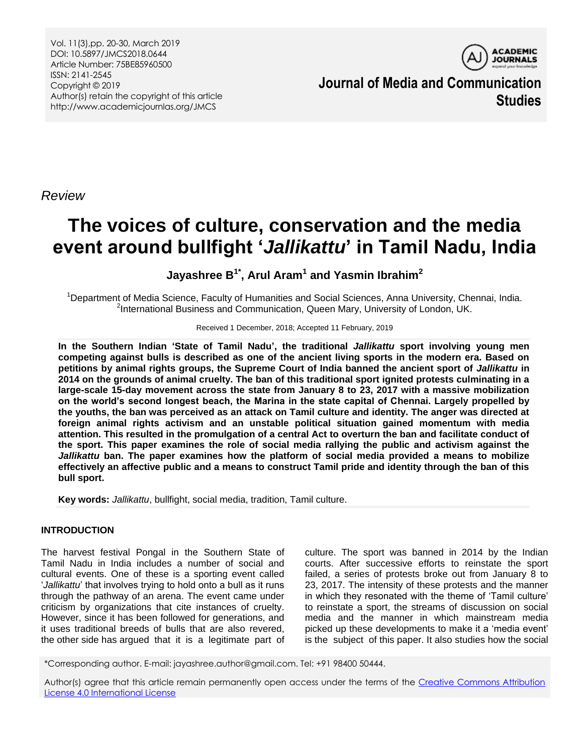Vol. 11(3),pp. 20-30, March 2019
DOI: 10.5897/JMCS2018.0644
Article Number: 75BE85960500
ISSN: 2141-2545
Copyright © 2019
Author(s) retain the copyright of this article
http://www.academicjournlas.org/JMCS

**Journal of Media and Communication Studies**

*Review*

# The voices of culture, conservation and the media event around bullfight '*Jallikattu*' in Tamil Nadu, India

**Jayashree B[1*], Arul Aram[1] and Yasmin Ibrahim[2]**

[1]Department of Media Science, Faculty of Humanities and Social Sciences, Anna University, Chennai, India.
[2]International Business and Communication, Queen Mary, University of London, UK.

Received 1 December, 2018; Accepted 11 February, 2019

**In the Southern Indian 'State of Tamil Nadu', the traditional *Jallikattu* sport involving young men competing against bulls is described as one of the ancient living sports in the modern era. Based on petitions by animal rights groups, the Supreme Court of India banned the ancient sport of *Jallikattu* in 2014 on the grounds of animal cruelty. The ban of this traditional sport ignited protests culminating in a large-scale 15-day movement across the state from January 8 to 23, 2017 with a massive mobilization on the world's second longest beach, the Marina in the state capital of Chennai. Largely propelled by the youths, the ban was perceived as an attack on Tamil culture and identity. The anger was directed at foreign animal rights activism and an unstable political situation gained momentum with media attention. This resulted in the promulgation of a central Act to overturn the ban and facilitate conduct of the sport. This paper examines the role of social media rallying the public and activism against the *Jallikattu* ban. The paper examines how the platform of social media provided a means to mobilize effectively an affective public and a means to construct Tamil pride and identity through the ban of this bull sport.**

**Key words:** *Jallikattu*, bullfight, social media, tradition, Tamil culture.

## INTRODUCTION

The harvest festival Pongal in the Southern State of Tamil Nadu in India includes a number of social and cultural events. One of these is a sporting event called '*Jallikattu*' that involves trying to hold onto a bull as it runs through the pathway of an arena. The event came under criticism by organizations that cite instances of cruelty. However, since it has been followed for generations, and it uses traditional breeds of bulls that are also revered, the other side has argued that it is a legitimate part of culture. The sport was banned in 2014 by the Indian courts. After successive efforts to reinstate the sport failed, a series of protests broke out from January 8 to 23, 2017. The intensity of these protests and the manner in which they resonated with the theme of 'Tamil culture' to reinstate a sport, the streams of discussion on social media and the manner in which mainstream media picked up these developments to make it a 'media event' is the subject of this paper. It also studies how the social

*Corresponding author. E-mail: jayashree.author@gmail.com. Tel: +91 98400 50444.

Author(s) agree that this article remain permanently open access under the terms of the Creative Commons Attribution License 4.0 International License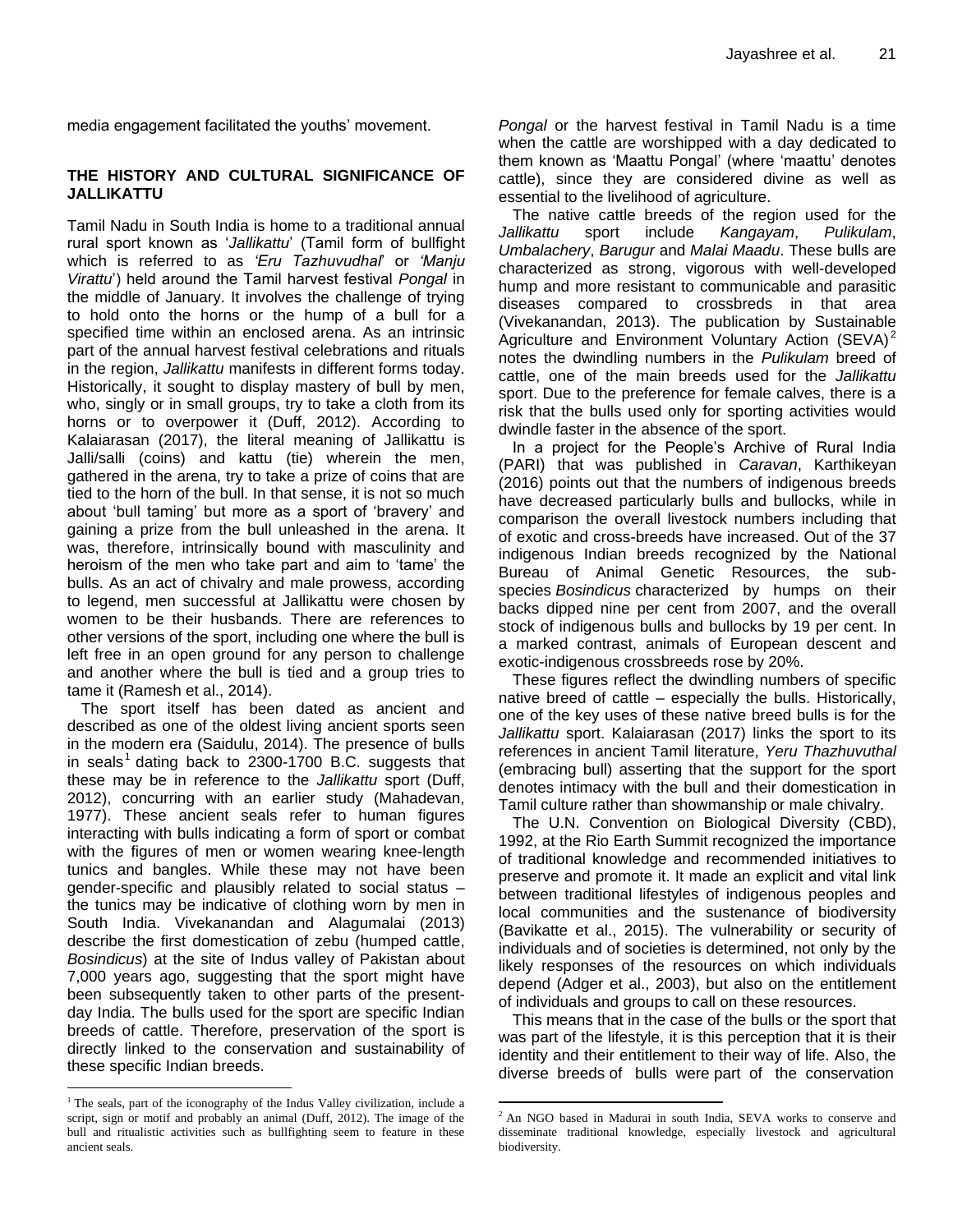media engagement facilitated the youths' movement.

## THE HISTORY AND CULTURAL SIGNIFICANCE OF JALLIKATTU

Tamil Nadu in South India is home to a traditional annual rural sport known as '*Jallikattu*' (Tamil form of bullfight which is referred to as *'Eru Tazhuvudhal'* or *'Manju Virattu'*) held around the Tamil harvest festival *Pongal* in the middle of January. It involves the challenge of trying to hold onto the horns or the hump of a bull for a specified time within an enclosed arena. As an intrinsic part of the annual harvest festival celebrations and rituals in the region, *Jallikattu* manifests in different forms today. Historically, it sought to display mastery of bull by men, who, singly or in small groups, try to take a cloth from its horns or to overpower it (Duff, 2012). According to Kalaiarasan (2017), the literal meaning of Jallikattu is Jalli/salli (coins) and kattu (tie) wherein the men, gathered in the arena, try to take a prize of coins that are tied to the horn of the bull. In that sense, it is not so much about 'bull taming' but more as a sport of 'bravery' and gaining a prize from the bull unleashed in the arena. It was, therefore, intrinsically bound with masculinity and heroism of the men who take part and aim to 'tame' the bulls. As an act of chivalry and male prowess, according to legend, men successful at Jallikattu were chosen by women to be their husbands. There are references to other versions of the sport, including one where the bull is left free in an open ground for any person to challenge and another where the bull is tied and a group tries to tame it (Ramesh et al., 2014).

The sport itself has been dated as ancient and described as one of the oldest living ancient sports seen in the modern era (Saidulu, 2014). The presence of bulls in seals[1] dating back to 2300-1700 B.C. suggests that these may be in reference to the *Jallikattu* sport (Duff, 2012), concurring with an earlier study (Mahadevan, 1977). These ancient seals refer to human figures interacting with bulls indicating a form of sport or combat with the figures of men or women wearing knee-length tunics and bangles. While these may not have been gender-specific and plausibly related to social status – the tunics may be indicative of clothing worn by men in South India. Vivekanandan and Alagumalai (2013) describe the first domestication of zebu (humped cattle, *Bosindicus*) at the site of Indus valley of Pakistan about 7,000 years ago, suggesting that the sport might have been subsequently taken to other parts of the present-day India. The bulls used for the sport are specific Indian breeds of cattle. Therefore, preservation of the sport is directly linked to the conservation and sustainability of these specific Indian breeds.

*Pongal* or the harvest festival in Tamil Nadu is a time when the cattle are worshipped with a day dedicated to them known as 'Maattu Pongal' (where 'maattu' denotes cattle), since they are considered divine as well as essential to the livelihood of agriculture.

The native cattle breeds of the region used for the *Jallikattu* sport include *Kangayam*, *Pulikulam*, *Umbalachery*, *Barugur* and *Malai Maadu*. These bulls are characterized as strong, vigorous with well-developed hump and more resistant to communicable and parasitic diseases compared to crossbreds in that area (Vivekanandan, 2013). The publication by Sustainable Agriculture and Environment Voluntary Action (SEVA)[2] notes the dwindling numbers in the *Pulikulam* breed of cattle, one of the main breeds used for the *Jallikattu* sport. Due to the preference for female calves, there is a risk that the bulls used only for sporting activities would dwindle faster in the absence of the sport.

In a project for the People's Archive of Rural India (PARI) that was published in *Caravan*, Karthikeyan (2016) points out that the numbers of indigenous breeds have decreased particularly bulls and bullocks, while in comparison the overall livestock numbers including that of exotic and cross-breeds have increased. Out of the 37 indigenous Indian breeds recognized by the National Bureau of Animal Genetic Resources, the sub-species *Bosindicus* characterized by humps on their backs dipped nine per cent from 2007, and the overall stock of indigenous bulls and bullocks by 19 per cent. In a marked contrast, animals of European descent and exotic-indigenous crossbreeds rose by 20%.

These figures reflect the dwindling numbers of specific native breed of cattle – especially the bulls. Historically, one of the key uses of these native breed bulls is for the *Jallikattu* sport. Kalaiarasan (2017) links the sport to its references in ancient Tamil literature, *Yeru Thazhuvuthal* (embracing bull) asserting that the support for the sport denotes intimacy with the bull and their domestication in Tamil culture rather than showmanship or male chivalry.

The U.N. Convention on Biological Diversity (CBD), 1992, at the Rio Earth Summit recognized the importance of traditional knowledge and recommended initiatives to preserve and promote it. It made an explicit and vital link between traditional lifestyles of indigenous peoples and local communities and the sustenance of biodiversity (Bavikatte et al., 2015). The vulnerability or security of individuals and of societies is determined, not only by the likely responses of the resources on which individuals depend (Adger et al., 2003), but also on the entitlement of individuals and groups to call on these resources.

This means that in the case of the bulls or the sport that was part of the lifestyle, it is this perception that it is their identity and their entitlement to their way of life. Also, the diverse breeds of bulls were part of the conservation

---

[1] The seals, part of the iconography of the Indus Valley civilization, include a script, sign or motif and probably an animal (Duff, 2012). The image of the bull and ritualistic activities such as bullfighting seem to feature in these ancient seals.

[2] An NGO based in Madurai in south India, SEVA works to conserve and disseminate traditional knowledge, especially livestock and agricultural biodiversity.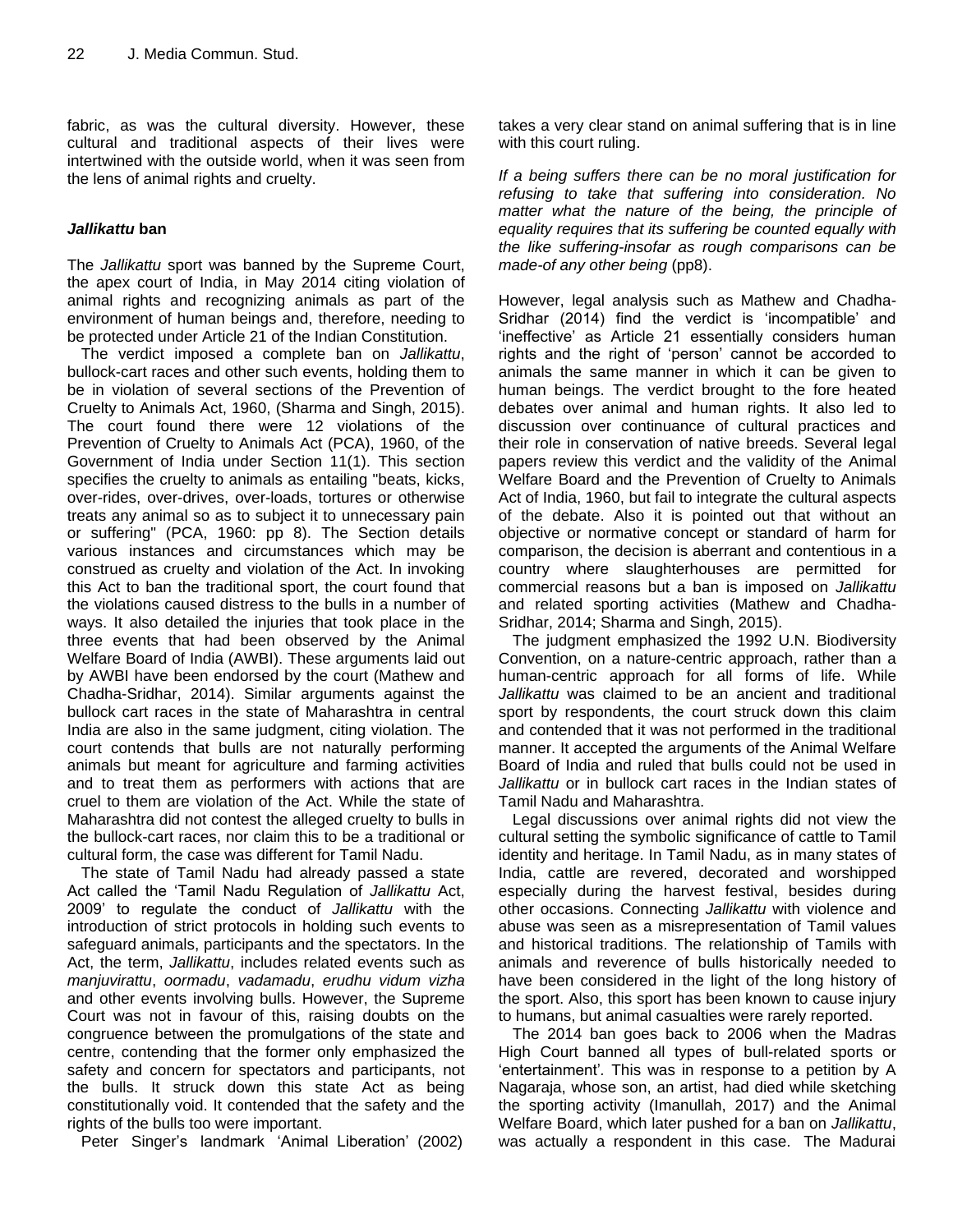fabric, as was the cultural diversity. However, these cultural and traditional aspects of their lives were intertwined with the outside world, when it was seen from the lens of animal rights and cruelty.

### *Jallikattu* ban

The *Jallikattu* sport was banned by the Supreme Court, the apex court of India, in May 2014 citing violation of animal rights and recognizing animals as part of the environment of human beings and, therefore, needing to be protected under Article 21 of the Indian Constitution.

The verdict imposed a complete ban on *Jallikattu*, bullock-cart races and other such events, holding them to be in violation of several sections of the Prevention of Cruelty to Animals Act, 1960, (Sharma and Singh, 2015). The court found there were 12 violations of the Prevention of Cruelty to Animals Act (PCA), 1960, of the Government of India under Section 11(1). This section specifies the cruelty to animals as entailing "beats, kicks, over-rides, over-drives, over-loads, tortures or otherwise treats any animal so as to subject it to unnecessary pain or suffering" (PCA, 1960: pp 8). The Section details various instances and circumstances which may be construed as cruelty and violation of the Act. In invoking this Act to ban the traditional sport, the court found that the violations caused distress to the bulls in a number of ways. It also detailed the injuries that took place in the three events that had been observed by the Animal Welfare Board of India (AWBI). These arguments laid out by AWBI have been endorsed by the court (Mathew and Chadha-Sridhar, 2014). Similar arguments against the bullock cart races in the state of Maharashtra in central India are also in the same judgment, citing violation. The court contends that bulls are not naturally performing animals but meant for agriculture and farming activities and to treat them as performers with actions that are cruel to them are violation of the Act. While the state of Maharashtra did not contest the alleged cruelty to bulls in the bullock-cart races, nor claim this to be a traditional or cultural form, the case was different for Tamil Nadu.

The state of Tamil Nadu had already passed a state Act called the 'Tamil Nadu Regulation of *Jallikattu* Act, 2009' to regulate the conduct of *Jallikattu* with the introduction of strict protocols in holding such events to safeguard animals, participants and the spectators. In the Act, the term, *Jallikattu*, includes related events such as *manjuvirattu*, *oormadu*, *vadamadu*, *erudhu vidum vizha* and other events involving bulls. However, the Supreme Court was not in favour of this, raising doubts on the congruence between the promulgations of the state and centre, contending that the former only emphasized the safety and concern for spectators and participants, not the bulls. It struck down this state Act as being constitutionally void. It contended that the safety and the rights of the bulls too were important.

Peter Singer's landmark 'Animal Liberation' (2002) takes a very clear stand on animal suffering that is in line with this court ruling.

*If a being suffers there can be no moral justification for refusing to take that suffering into consideration. No matter what the nature of the being, the principle of equality requires that its suffering be counted equally with the like suffering-insofar as rough comparisons can be made-of any other being* (pp8).

However, legal analysis such as Mathew and Chadha-Sridhar (2014) find the verdict is 'incompatible' and 'ineffective' as Article 21 essentially considers human rights and the right of 'person' cannot be accorded to animals the same manner in which it can be given to human beings. The verdict brought to the fore heated debates over animal and human rights. It also led to discussion over continuance of cultural practices and their role in conservation of native breeds. Several legal papers review this verdict and the validity of the Animal Welfare Board and the Prevention of Cruelty to Animals Act of India, 1960, but fail to integrate the cultural aspects of the debate. Also it is pointed out that without an objective or normative concept or standard of harm for comparison, the decision is aberrant and contentious in a country where slaughterhouses are permitted for commercial reasons but a ban is imposed on *Jallikattu* and related sporting activities (Mathew and Chadha-Sridhar, 2014; Sharma and Singh, 2015).

The judgment emphasized the 1992 U.N. Biodiversity Convention, on a nature-centric approach, rather than a human-centric approach for all forms of life. While *Jallikattu* was claimed to be an ancient and traditional sport by respondents, the court struck down this claim and contended that it was not performed in the traditional manner. It accepted the arguments of the Animal Welfare Board of India and ruled that bulls could not be used in *Jallikattu* or in bullock cart races in the Indian states of Tamil Nadu and Maharashtra.

Legal discussions over animal rights did not view the cultural setting the symbolic significance of cattle to Tamil identity and heritage. In Tamil Nadu, as in many states of India, cattle are revered, decorated and worshipped especially during the harvest festival, besides during other occasions. Connecting *Jallikattu* with violence and abuse was seen as a misrepresentation of Tamil values and historical traditions. The relationship of Tamils with animals and reverence of bulls historically needed to have been considered in the light of the long history of the sport. Also, this sport has been known to cause injury to humans, but animal casualties were rarely reported.

The 2014 ban goes back to 2006 when the Madras High Court banned all types of bull-related sports or 'entertainment'. This was in response to a petition by A Nagaraja, whose son, an artist, had died while sketching the sporting activity (Imanullah, 2017) and the Animal Welfare Board, which later pushed for a ban on *Jallikattu*, was actually a respondent in this case. The Madurai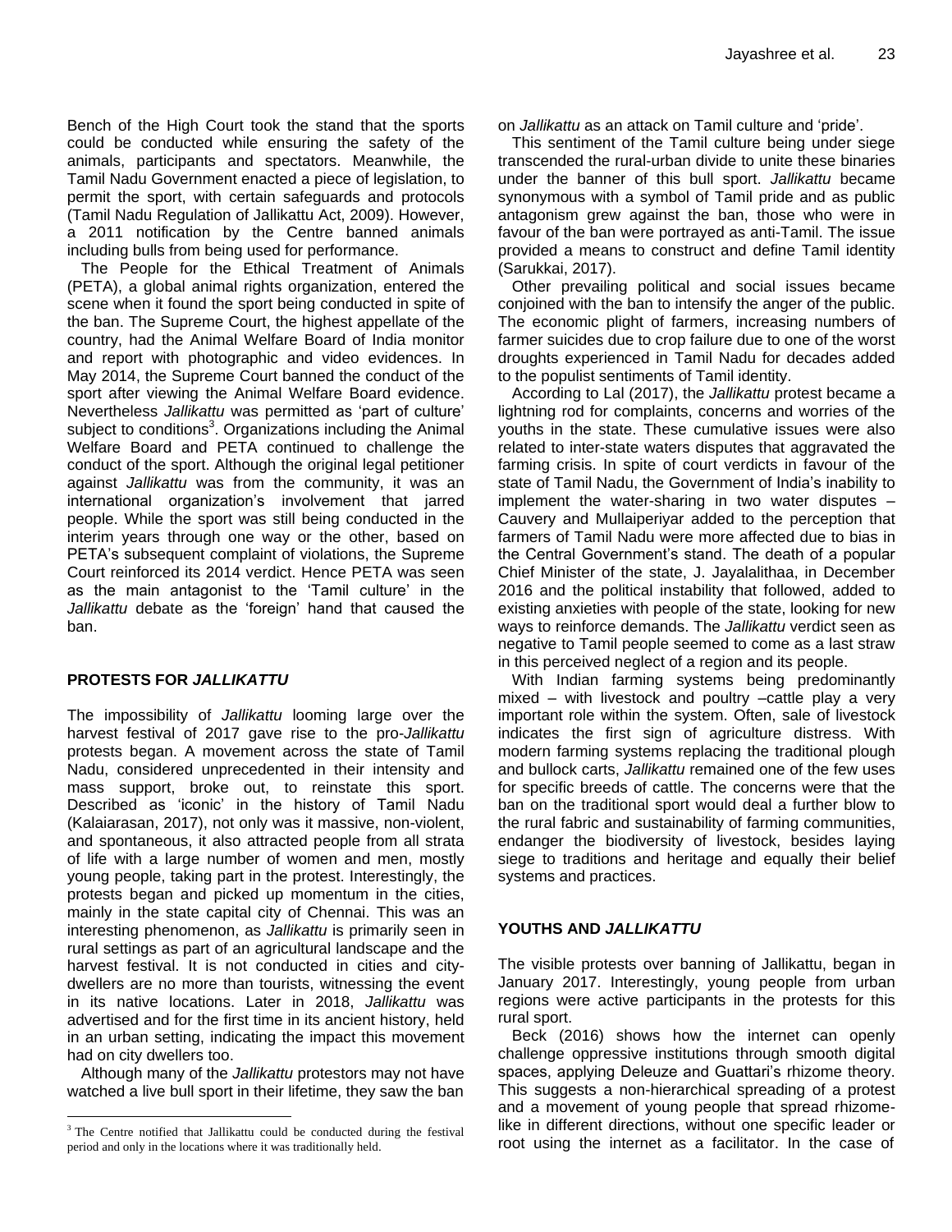Bench of the High Court took the stand that the sports could be conducted while ensuring the safety of the animals, participants and spectators. Meanwhile, the Tamil Nadu Government enacted a piece of legislation, to permit the sport, with certain safeguards and protocols (Tamil Nadu Regulation of Jallikattu Act, 2009). However, a 2011 notification by the Centre banned animals including bulls from being used for performance.

The People for the Ethical Treatment of Animals (PETA), a global animal rights organization, entered the scene when it found the sport being conducted in spite of the ban. The Supreme Court, the highest appellate of the country, had the Animal Welfare Board of India monitor and report with photographic and video evidences. In May 2014, the Supreme Court banned the conduct of the sport after viewing the Animal Welfare Board evidence. Nevertheless *Jallikattu* was permitted as 'part of culture' subject to conditions[3]. Organizations including the Animal Welfare Board and PETA continued to challenge the conduct of the sport. Although the original legal petitioner against *Jallikattu* was from the community, it was an international organization's involvement that jarred people. While the sport was still being conducted in the interim years through one way or the other, based on PETA's subsequent complaint of violations, the Supreme Court reinforced its 2014 verdict. Hence PETA was seen as the main antagonist to the 'Tamil culture' in the *Jallikattu* debate as the 'foreign' hand that caused the ban.

## PROTESTS FOR *JALLIKATTU*

The impossibility of *Jallikattu* looming large over the harvest festival of 2017 gave rise to the pro-*Jallikattu* protests began. A movement across the state of Tamil Nadu, considered unprecedented in their intensity and mass support, broke out, to reinstate this sport. Described as 'iconic' in the history of Tamil Nadu (Kalaiarasan, 2017), not only was it massive, non-violent, and spontaneous, it also attracted people from all strata of life with a large number of women and men, mostly young people, taking part in the protest. Interestingly, the protests began and picked up momentum in the cities, mainly in the state capital city of Chennai. This was an interesting phenomenon, as *Jallikattu* is primarily seen in rural settings as part of an agricultural landscape and the harvest festival. It is not conducted in cities and city-dwellers are no more than tourists, witnessing the event in its native locations. Later in 2018, *Jallikattu* was advertised and for the first time in its ancient history, held in an urban setting, indicating the impact this movement had on city dwellers too.

Although many of the *Jallikattu* protestors may not have watched a live bull sport in their lifetime, they saw the ban on *Jallikattu* as an attack on Tamil culture and 'pride'.

This sentiment of the Tamil culture being under siege transcended the rural-urban divide to unite these binaries under the banner of this bull sport. *Jallikattu* became synonymous with a symbol of Tamil pride and as public antagonism grew against the ban, those who were in favour of the ban were portrayed as anti-Tamil. The issue provided a means to construct and define Tamil identity (Sarukkai, 2017).

Other prevailing political and social issues became conjoined with the ban to intensify the anger of the public. The economic plight of farmers, increasing numbers of farmer suicides due to crop failure due to one of the worst droughts experienced in Tamil Nadu for decades added to the populist sentiments of Tamil identity.

According to Lal (2017), the *Jallikattu* protest became a lightning rod for complaints, concerns and worries of the youths in the state. These cumulative issues were also related to inter-state waters disputes that aggravated the farming crisis. In spite of court verdicts in favour of the state of Tamil Nadu, the Government of India's inability to implement the water-sharing in two water disputes – Cauvery and Mullaiperiyar added to the perception that farmers of Tamil Nadu were more affected due to bias in the Central Government's stand. The death of a popular Chief Minister of the state, J. Jayalalithaa, in December 2016 and the political instability that followed, added to existing anxieties with people of the state, looking for new ways to reinforce demands. The *Jallikattu* verdict seen as negative to Tamil people seemed to come as a last straw in this perceived neglect of a region and its people.

With Indian farming systems being predominantly mixed – with livestock and poultry –cattle play a very important role within the system. Often, sale of livestock indicates the first sign of agriculture distress. With modern farming systems replacing the traditional plough and bullock carts, *Jallikattu* remained one of the few uses for specific breeds of cattle. The concerns were that the ban on the traditional sport would deal a further blow to the rural fabric and sustainability of farming communities, endanger the biodiversity of livestock, besides laying siege to traditions and heritage and equally their belief systems and practices.

## YOUTHS AND *JALLIKATTU*

The visible protests over banning of Jallikattu, began in January 2017. Interestingly, young people from urban regions were active participants in the protests for this rural sport.

Beck (2016) shows how the internet can openly challenge oppressive institutions through smooth digital spaces, applying Deleuze and Guattari's rhizome theory. This suggests a non-hierarchical spreading of a protest and a movement of young people that spread rhizome-like in different directions, without one specific leader or root using the internet as a facilitator. In the case of

[3] The Centre notified that Jallikattu could be conducted during the festival period and only in the locations where it was traditionally held.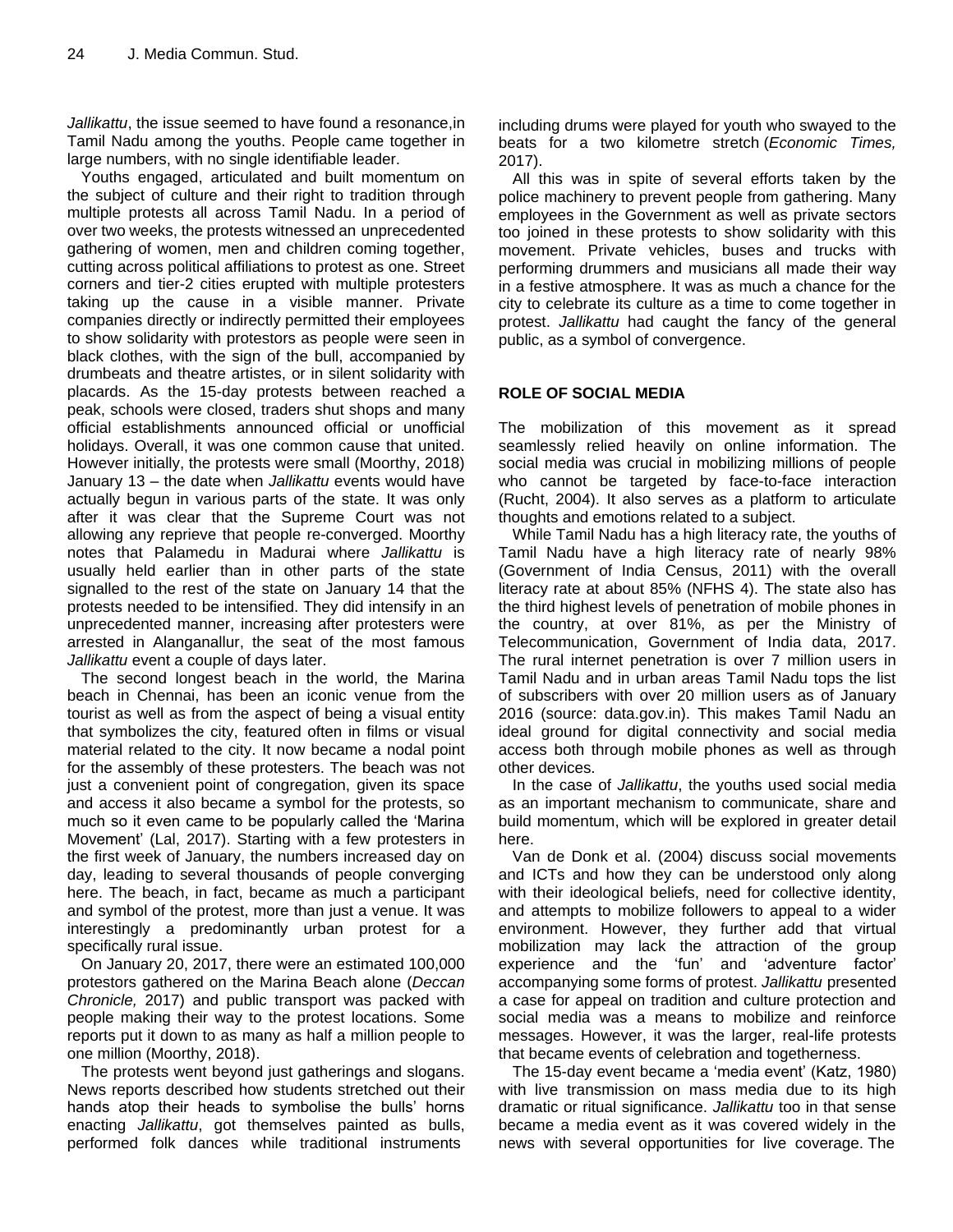*Jallikattu*, the issue seemed to have found a resonance,in Tamil Nadu among the youths. People came together in large numbers, with no single identifiable leader.

Youths engaged, articulated and built momentum on the subject of culture and their right to tradition through multiple protests all across Tamil Nadu. In a period of over two weeks, the protests witnessed an unprecedented gathering of women, men and children coming together, cutting across political affiliations to protest as one. Street corners and tier-2 cities erupted with multiple protesters taking up the cause in a visible manner. Private companies directly or indirectly permitted their employees to show solidarity with protestors as people were seen in black clothes, with the sign of the bull, accompanied by drumbeats and theatre artistes, or in silent solidarity with placards. As the 15-day protests between reached a peak, schools were closed, traders shut shops and many official establishments announced official or unofficial holidays. Overall, it was one common cause that united. However initially, the protests were small (Moorthy, 2018) January 13 – the date when *Jallikattu* events would have actually begun in various parts of the state. It was only after it was clear that the Supreme Court was not allowing any reprieve that people re-converged. Moorthy notes that Palamedu in Madurai where *Jallikattu* is usually held earlier than in other parts of the state signalled to the rest of the state on January 14 that the protests needed to be intensified. They did intensify in an unprecedented manner, increasing after protesters were arrested in Alanganallur, the seat of the most famous *Jallikattu* event a couple of days later.

The second longest beach in the world, the Marina beach in Chennai, has been an iconic venue from the tourist as well as from the aspect of being a visual entity that symbolizes the city, featured often in films or visual material related to the city. It now became a nodal point for the assembly of these protesters. The beach was not just a convenient point of congregation, given its space and access it also became a symbol for the protests, so much so it even came to be popularly called the 'Marina Movement' (Lal, 2017). Starting with a few protesters in the first week of January, the numbers increased day on day, leading to several thousands of people converging here. The beach, in fact, became as much a participant and symbol of the protest, more than just a venue. It was interestingly a predominantly urban protest for a specifically rural issue.

On January 20, 2017, there were an estimated 100,000 protestors gathered on the Marina Beach alone (*Deccan Chronicle,* 2017) and public transport was packed with people making their way to the protest locations. Some reports put it down to as many as half a million people to one million (Moorthy, 2018).

The protests went beyond just gatherings and slogans. News reports described how students stretched out their hands atop their heads to symbolise the bulls' horns enacting *Jallikattu*, got themselves painted as bulls, performed folk dances while traditional instruments including drums were played for youth who swayed to the beats for a two kilometre stretch (*Economic Times,* 2017).

All this was in spite of several efforts taken by the police machinery to prevent people from gathering. Many employees in the Government as well as private sectors too joined in these protests to show solidarity with this movement. Private vehicles, buses and trucks with performing drummers and musicians all made their way in a festive atmosphere. It was as much a chance for the city to celebrate its culture as a time to come together in protest. *Jallikattu* had caught the fancy of the general public, as a symbol of convergence.

## ROLE OF SOCIAL MEDIA

The mobilization of this movement as it spread seamlessly relied heavily on online information. The social media was crucial in mobilizing millions of people who cannot be targeted by face-to-face interaction (Rucht, 2004). It also serves as a platform to articulate thoughts and emotions related to a subject.

While Tamil Nadu has a high literacy rate, the youths of Tamil Nadu have a high literacy rate of nearly 98% (Government of India Census, 2011) with the overall literacy rate at about 85% (NFHS 4). The state also has the third highest levels of penetration of mobile phones in the country, at over 81%, as per the Ministry of Telecommunication, Government of India data, 2017. The rural internet penetration is over 7 million users in Tamil Nadu and in urban areas Tamil Nadu tops the list of subscribers with over 20 million users as of January 2016 (source: data.gov.in). This makes Tamil Nadu an ideal ground for digital connectivity and social media access both through mobile phones as well as through other devices.

In the case of *Jallikattu*, the youths used social media as an important mechanism to communicate, share and build momentum, which will be explored in greater detail here.

Van de Donk et al. (2004) discuss social movements and ICTs and how they can be understood only along with their ideological beliefs, need for collective identity, and attempts to mobilize followers to appeal to a wider environment. However, they further add that virtual mobilization may lack the attraction of the group experience and the 'fun' and 'adventure factor' accompanying some forms of protest. *Jallikattu* presented a case for appeal on tradition and culture protection and social media was a means to mobilize and reinforce messages. However, it was the larger, real-life protests that became events of celebration and togetherness.

The 15-day event became a 'media event' (Katz, 1980) with live transmission on mass media due to its high dramatic or ritual significance. *Jallikattu* too in that sense became a media event as it was covered widely in the news with several opportunities for live coverage. The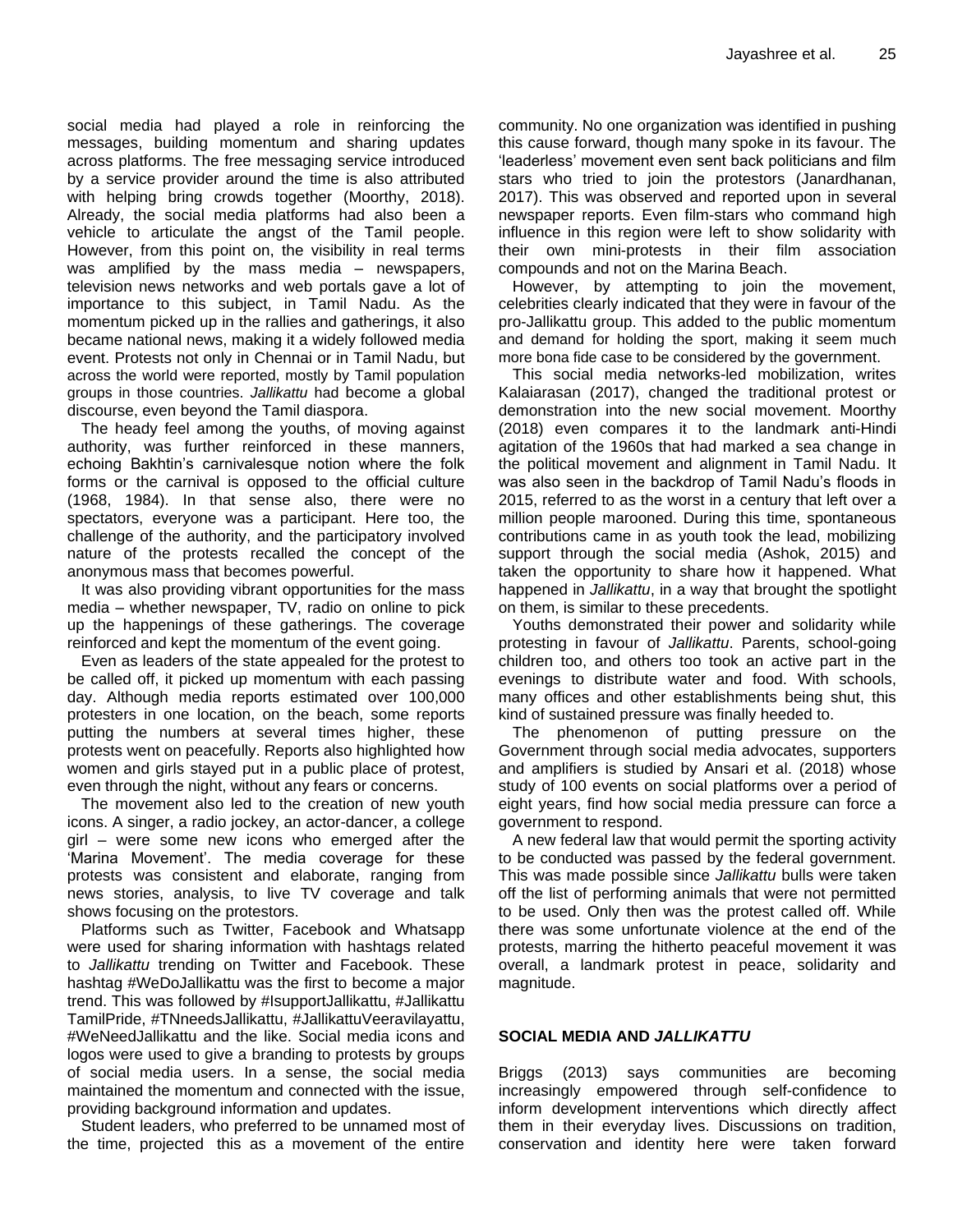social media had played a role in reinforcing the messages, building momentum and sharing updates across platforms. The free messaging service introduced by a service provider around the time is also attributed with helping bring crowds together (Moorthy, 2018). Already, the social media platforms had also been a vehicle to articulate the angst of the Tamil people. However, from this point on, the visibility in real terms was amplified by the mass media – newspapers, television news networks and web portals gave a lot of importance to this subject, in Tamil Nadu. As the momentum picked up in the rallies and gatherings, it also became national news, making it a widely followed media event. Protests not only in Chennai or in Tamil Nadu, but across the world were reported, mostly by Tamil population groups in those countries. *Jallikattu* had become a global discourse, even beyond the Tamil diaspora.

The heady feel among the youths, of moving against authority, was further reinforced in these manners, echoing Bakhtin's carnivalesque notion where the folk forms or the carnival is opposed to the official culture (1968, 1984). In that sense also, there were no spectators, everyone was a participant. Here too, the challenge of the authority, and the participatory involved nature of the protests recalled the concept of the anonymous mass that becomes powerful.

It was also providing vibrant opportunities for the mass media – whether newspaper, TV, radio on online to pick up the happenings of these gatherings. The coverage reinforced and kept the momentum of the event going.

Even as leaders of the state appealed for the protest to be called off, it picked up momentum with each passing day. Although media reports estimated over 100,000 protesters in one location, on the beach, some reports putting the numbers at several times higher, these protests went on peacefully. Reports also highlighted how women and girls stayed put in a public place of protest, even through the night, without any fears or concerns.

The movement also led to the creation of new youth icons. A singer, a radio jockey, an actor-dancer, a college girl – were some new icons who emerged after the 'Marina Movement'. The media coverage for these protests was consistent and elaborate, ranging from news stories, analysis, to live TV coverage and talk shows focusing on the protestors.

Platforms such as Twitter, Facebook and Whatsapp were used for sharing information with hashtags related to *Jallikattu* trending on Twitter and Facebook. These hashtag #WeDoJallikattu was the first to become a major trend. This was followed by #IsupportJallikattu, #Jallikattu TamilPride, #TNneedsJallikattu, #JallikattuVeeravilayattu, #WeNeedJallikattu and the like. Social media icons and logos were used to give a branding to protests by groups of social media users. In a sense, the social media maintained the momentum and connected with the issue, providing background information and updates.

Student leaders, who preferred to be unnamed most of the time, projected this as a movement of the entire community. No one organization was identified in pushing this cause forward, though many spoke in its favour. The 'leaderless' movement even sent back politicians and film stars who tried to join the protestors (Janardhanan, 2017). This was observed and reported upon in several newspaper reports. Even film-stars who command high influence in this region were left to show solidarity with their own mini-protests in their film association compounds and not on the Marina Beach.

However, by attempting to join the movement, celebrities clearly indicated that they were in favour of the pro-Jallikattu group. This added to the public momentum and demand for holding the sport, making it seem much more bona fide case to be considered by the government.

This social media networks-led mobilization, writes Kalaiarasan (2017), changed the traditional protest or demonstration into the new social movement. Moorthy (2018) even compares it to the landmark anti-Hindi agitation of the 1960s that had marked a sea change in the political movement and alignment in Tamil Nadu. It was also seen in the backdrop of Tamil Nadu's floods in 2015, referred to as the worst in a century that left over a million people marooned. During this time, spontaneous contributions came in as youth took the lead, mobilizing support through the social media (Ashok, 2015) and taken the opportunity to share how it happened. What happened in *Jallikattu*, in a way that brought the spotlight on them, is similar to these precedents.

Youths demonstrated their power and solidarity while protesting in favour of *Jallikattu*. Parents, school-going children too, and others too took an active part in the evenings to distribute water and food. With schools, many offices and other establishments being shut, this kind of sustained pressure was finally heeded to.

The phenomenon of putting pressure on the Government through social media advocates, supporters and amplifiers is studied by Ansari et al. (2018) whose study of 100 events on social platforms over a period of eight years, find how social media pressure can force a government to respond.

A new federal law that would permit the sporting activity to be conducted was passed by the federal government. This was made possible since *Jallikattu* bulls were taken off the list of performing animals that were not permitted to be used. Only then was the protest called off. While there was some unfortunate violence at the end of the protests, marring the hitherto peaceful movement it was overall, a landmark protest in peace, solidarity and magnitude.

## SOCIAL MEDIA AND *JALLIKATTU*

Briggs (2013) says communities are becoming increasingly empowered through self-confidence to inform development interventions which directly affect them in their everyday lives. Discussions on tradition, conservation and identity here were taken forward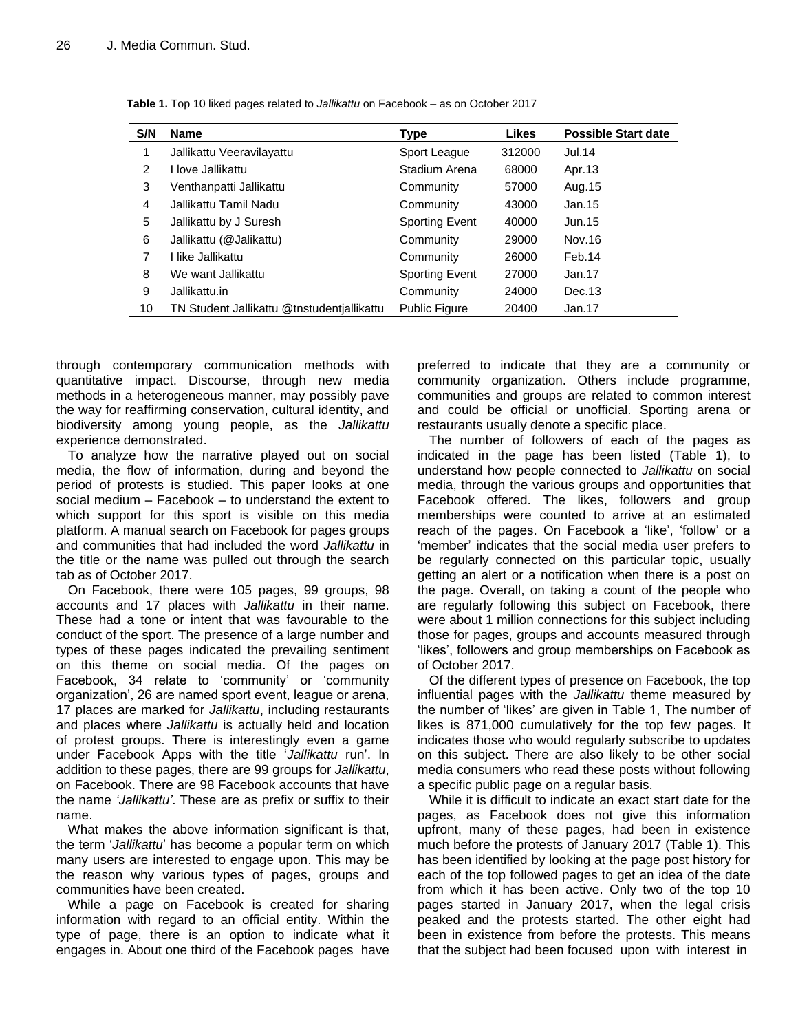**Table 1.** Top 10 liked pages related to *Jallikattu* on Facebook – as on October 2017

| S/N | Name | Type | Likes | Possible Start date |
|---|---|---|---|---|
| 1 | Jallikattu Veeravilayattu | Sport League | 312000 | Jul.14 |
| 2 | I love Jallikattu | Stadium Arena | 68000 | Apr.13 |
| 3 | Venthanpatti Jallikattu | Community | 57000 | Aug.15 |
| 4 | Jallikattu Tamil Nadu | Community | 43000 | Jan.15 |
| 5 | Jallikattu by J Suresh | Sporting Event | 40000 | Jun.15 |
| 6 | Jallikattu (@Jalikattu) | Community | 29000 | Nov.16 |
| 7 | I like Jallikattu | Community | 26000 | Feb.14 |
| 8 | We want Jallikattu | Sporting Event | 27000 | Jan.17 |
| 9 | Jallikattu.in | Community | 24000 | Dec.13 |
| 10 | TN Student Jallikattu @tnstudentjallikattu | Public Figure | 20400 | Jan.17 |

through contemporary communication methods with quantitative impact. Discourse, through new media methods in a heterogeneous manner, may possibly pave the way for reaffirming conservation, cultural identity, and biodiversity among young people, as the *Jallikattu* experience demonstrated.

To analyze how the narrative played out on social media, the flow of information, during and beyond the period of protests is studied. This paper looks at one social medium – Facebook – to understand the extent to which support for this sport is visible on this media platform. A manual search on Facebook for pages groups and communities that had included the word *Jallikattu* in the title or the name was pulled out through the search tab as of October 2017.

On Facebook, there were 105 pages, 99 groups, 98 accounts and 17 places with *Jallikattu* in their name. These had a tone or intent that was favourable to the conduct of the sport. The presence of a large number and types of these pages indicated the prevailing sentiment on this theme on social media. Of the pages on Facebook, 34 relate to 'community' or 'community organization', 26 are named sport event, league or arena, 17 places are marked for *Jallikattu*, including restaurants and places where *Jallikattu* is actually held and location of protest groups. There is interestingly even a game under Facebook Apps with the title '*Jallikattu* run'. In addition to these pages, there are 99 groups for *Jallikattu*, on Facebook. There are 98 Facebook accounts that have the name *'Jallikattu'*. These are as prefix or suffix to their name.

What makes the above information significant is that, the term '*Jallikattu*' has become a popular term on which many users are interested to engage upon. This may be the reason why various types of pages, groups and communities have been created.

While a page on Facebook is created for sharing information with regard to an official entity. Within the type of page, there is an option to indicate what it engages in. About one third of the Facebook pages have preferred to indicate that they are a community or community organization. Others include programme, communities and groups are related to common interest and could be official or unofficial. Sporting arena or restaurants usually denote a specific place.

The number of followers of each of the pages as indicated in the page has been listed (Table 1), to understand how people connected to *Jallikattu* on social media, through the various groups and opportunities that Facebook offered. The likes, followers and group memberships were counted to arrive at an estimated reach of the pages. On Facebook a 'like', 'follow' or a 'member' indicates that the social media user prefers to be regularly connected on this particular topic, usually getting an alert or a notification when there is a post on the page. Overall, on taking a count of the people who are regularly following this subject on Facebook, there were about 1 million connections for this subject including those for pages, groups and accounts measured through 'likes', followers and group memberships on Facebook as of October 2017.

Of the different types of presence on Facebook, the top influential pages with the *Jallikattu* theme measured by the number of 'likes' are given in Table 1, The number of likes is 871,000 cumulatively for the top few pages. It indicates those who would regularly subscribe to updates on this subject. There are also likely to be other social media consumers who read these posts without following a specific public page on a regular basis.

While it is difficult to indicate an exact start date for the pages, as Facebook does not give this information upfront, many of these pages, had been in existence much before the protests of January 2017 (Table 1). This has been identified by looking at the page post history for each of the top followed pages to get an idea of the date from which it has been active. Only two of the top 10 pages started in January 2017, when the legal crisis peaked and the protests started. The other eight had been in existence from before the protests. This means that the subject had been focused upon with interest in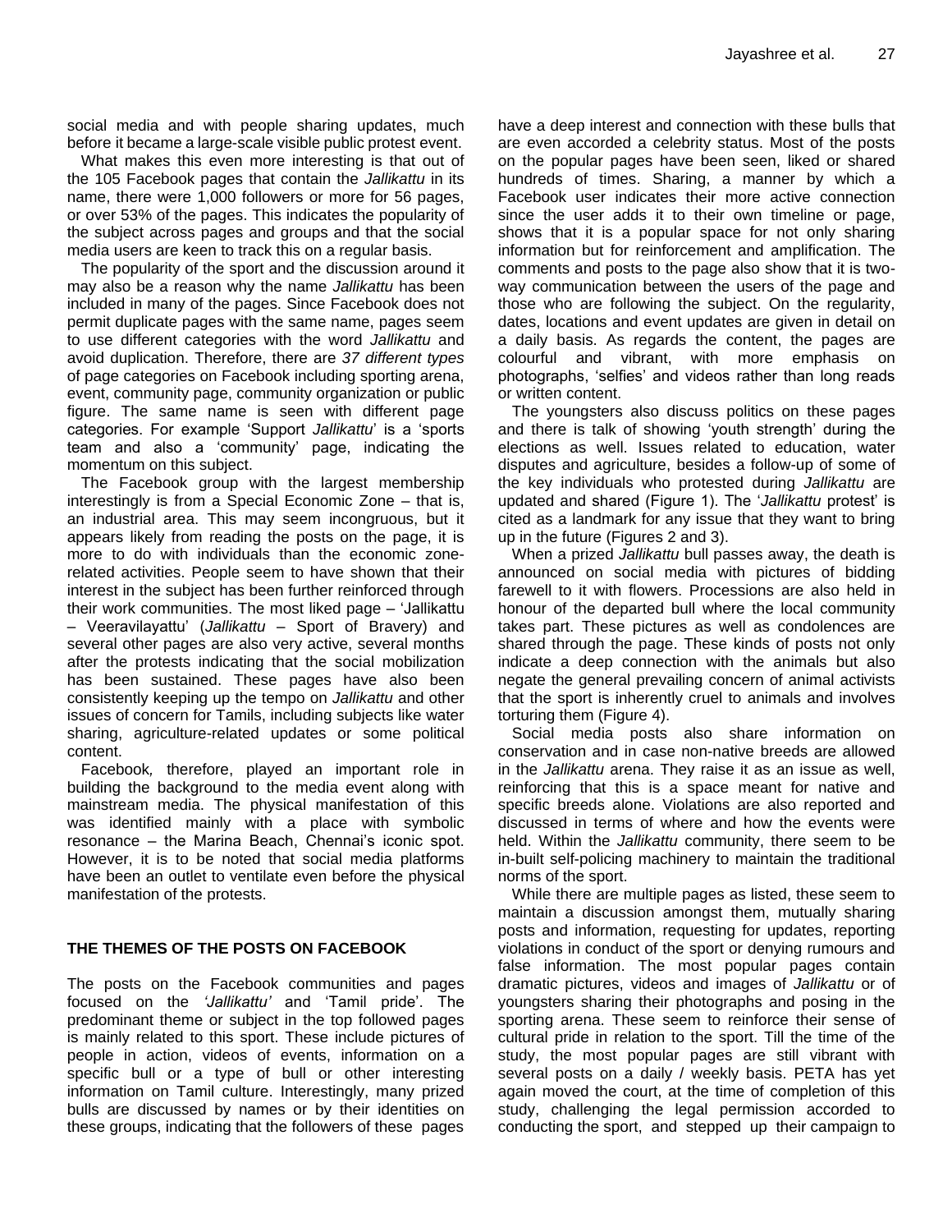social media and with people sharing updates, much before it became a large-scale visible public protest event.

What makes this even more interesting is that out of the 105 Facebook pages that contain the *Jallikattu* in its name, there were 1,000 followers or more for 56 pages, or over 53% of the pages. This indicates the popularity of the subject across pages and groups and that the social media users are keen to track this on a regular basis.

The popularity of the sport and the discussion around it may also be a reason why the name *Jallikattu* has been included in many of the pages. Since Facebook does not permit duplicate pages with the same name, pages seem to use different categories with the word *Jallikattu* and avoid duplication. Therefore, there are *37 different types* of page categories on Facebook including sporting arena, event, community page, community organization or public figure. The same name is seen with different page categories. For example 'Support *Jallikattu*' is a 'sports team and also a 'community' page, indicating the momentum on this subject.

The Facebook group with the largest membership interestingly is from a Special Economic Zone – that is, an industrial area. This may seem incongruous, but it appears likely from reading the posts on the page, it is more to do with individuals than the economic zone-related activities. People seem to have shown that their interest in the subject has been further reinforced through their work communities. The most liked page – 'Jallikattu – Veeravilayattu' (*Jallikattu* – Sport of Bravery) and several other pages are also very active, several months after the protests indicating that the social mobilization has been sustained. These pages have also been consistently keeping up the tempo on *Jallikattu* and other issues of concern for Tamils, including subjects like water sharing, agriculture-related updates or some political content.

Facebook*,* therefore, played an important role in building the background to the media event along with mainstream media. The physical manifestation of this was identified mainly with a place with symbolic resonance – the Marina Beach, Chennai's iconic spot. However, it is to be noted that social media platforms have been an outlet to ventilate even before the physical manifestation of the protests.

## THE THEMES OF THE POSTS ON FACEBOOK

The posts on the Facebook communities and pages focused on the *'Jallikattu'* and 'Tamil pride'. The predominant theme or subject in the top followed pages is mainly related to this sport. These include pictures of people in action, videos of events, information on a specific bull or a type of bull or other interesting information on Tamil culture. Interestingly, many prized bulls are discussed by names or by their identities on these groups, indicating that the followers of these pages have a deep interest and connection with these bulls that are even accorded a celebrity status. Most of the posts on the popular pages have been seen, liked or shared hundreds of times. Sharing, a manner by which a Facebook user indicates their more active connection since the user adds it to their own timeline or page, shows that it is a popular space for not only sharing information but for reinforcement and amplification. The comments and posts to the page also show that it is two-way communication between the users of the page and those who are following the subject. On the regularity, dates, locations and event updates are given in detail on a daily basis. As regards the content, the pages are colourful and vibrant, with more emphasis on photographs, 'selfies' and videos rather than long reads or written content.

The youngsters also discuss politics on these pages and there is talk of showing 'youth strength' during the elections as well. Issues related to education, water disputes and agriculture, besides a follow-up of some of the key individuals who protested during *Jallikattu* are updated and shared (Figure 1). The '*Jallikattu* protest' is cited as a landmark for any issue that they want to bring up in the future (Figures 2 and 3).

When a prized *Jallikattu* bull passes away, the death is announced on social media with pictures of bidding farewell to it with flowers. Processions are also held in honour of the departed bull where the local community takes part. These pictures as well as condolences are shared through the page. These kinds of posts not only indicate a deep connection with the animals but also negate the general prevailing concern of animal activists that the sport is inherently cruel to animals and involves torturing them (Figure 4).

Social media posts also share information on conservation and in case non-native breeds are allowed in the *Jallikattu* arena. They raise it as an issue as well, reinforcing that this is a space meant for native and specific breeds alone. Violations are also reported and discussed in terms of where and how the events were held. Within the *Jallikattu* community, there seem to be in-built self-policing machinery to maintain the traditional norms of the sport.

While there are multiple pages as listed, these seem to maintain a discussion amongst them, mutually sharing posts and information, requesting for updates, reporting violations in conduct of the sport or denying rumours and false information. The most popular pages contain dramatic pictures, videos and images of *Jallikattu* or of youngsters sharing their photographs and posing in the sporting arena. These seem to reinforce their sense of cultural pride in relation to the sport. Till the time of the study, the most popular pages are still vibrant with several posts on a daily / weekly basis. PETA has yet again moved the court, at the time of completion of this study, challenging the legal permission accorded to conducting the sport, and stepped up their campaign to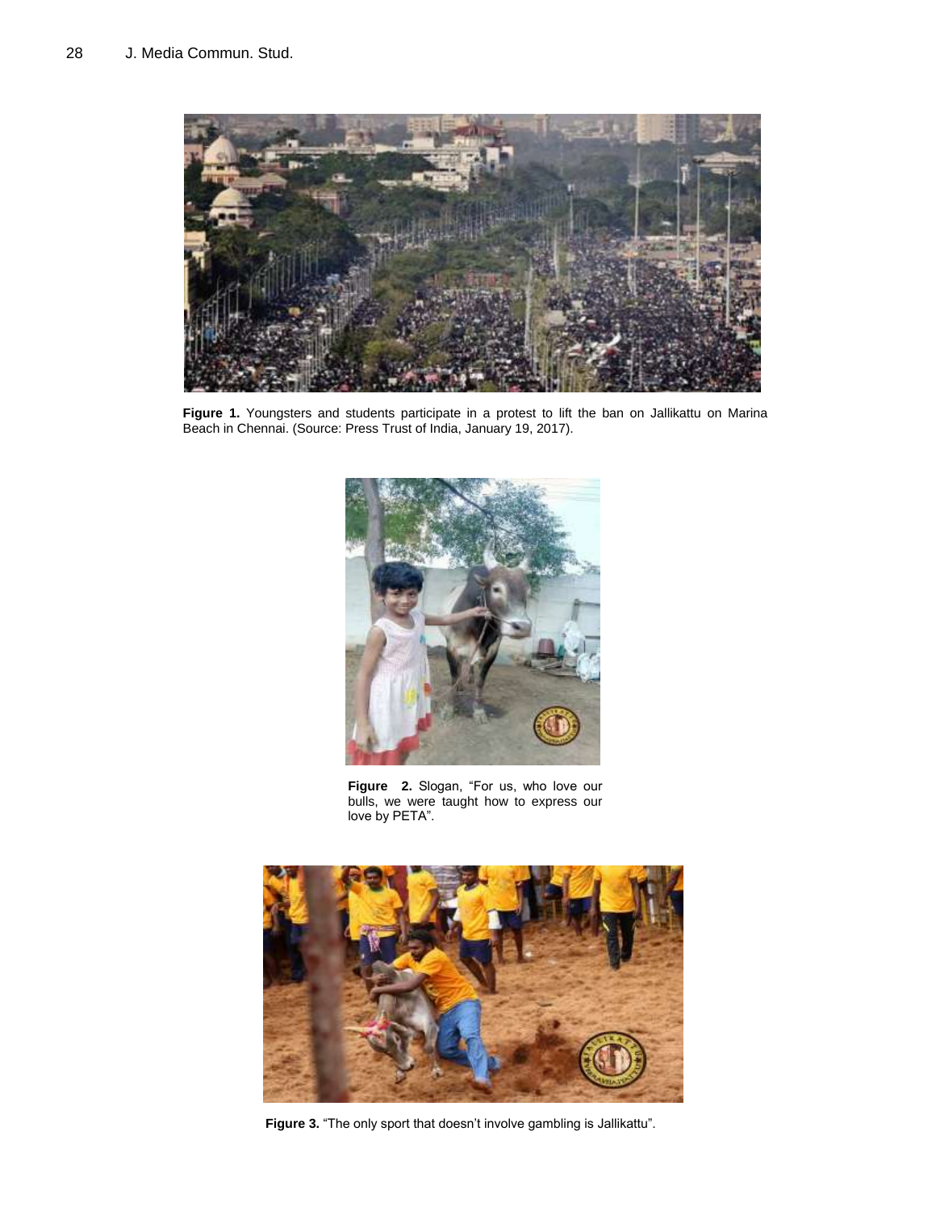**Figure 1.** Youngsters and students participate in a protest to lift the ban on Jallikattu on Marina Beach in Chennai. (Source: Press Trust of India, January 19, 2017).

**Figure 2.** Slogan, "For us, who love our bulls, we were taught how to express our love by PETA".

**Figure 3.** "The only sport that doesn't involve gambling is Jallikattu".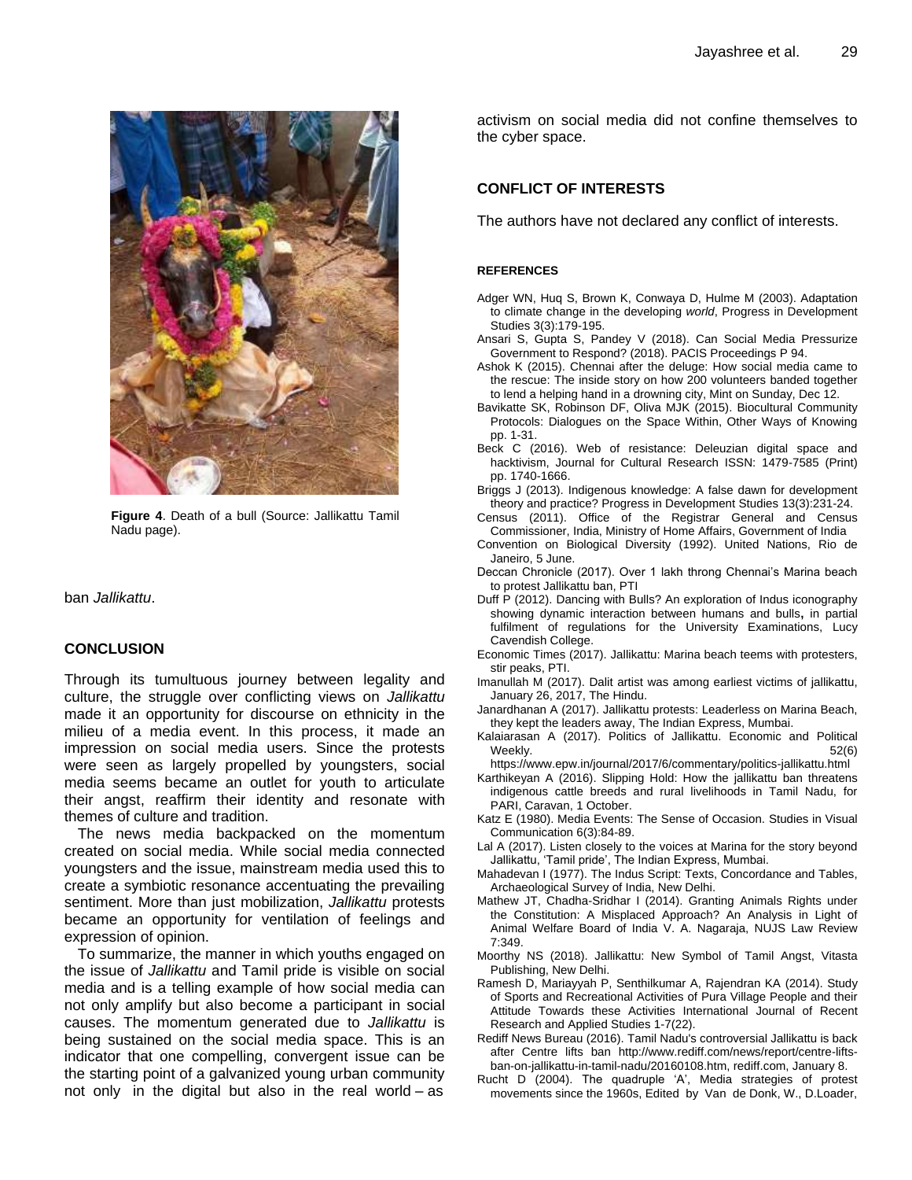Figure 4. Death of a bull (Source: Jallikattu Tamil Nadu page).

ban *Jallikattu*.

## CONCLUSION

Through its tumultuous journey between legality and culture, the struggle over conflicting views on *Jallikattu* made it an opportunity for discourse on ethnicity in the milieu of a media event. In this process, it made an impression on social media users. Since the protests were seen as largely propelled by youngsters, social media seems became an outlet for youth to articulate their angst, reaffirm their identity and resonate with themes of culture and tradition.

The news media backpacked on the momentum created on social media. While social media connected youngsters and the issue, mainstream media used this to create a symbiotic resonance accentuating the prevailing sentiment. More than just mobilization, *Jallikattu* protests became an opportunity for ventilation of feelings and expression of opinion.

To summarize, the manner in which youths engaged on the issue of *Jallikattu* and Tamil pride is visible on social media and is a telling example of how social media can not only amplify but also become a participant in social causes. The momentum generated due to *Jallikattu* is being sustained on the social media space. This is an indicator that one compelling, convergent issue can be the starting point of a galvanized young urban community not only in the digital but also in the real world – as activism on social media did not confine themselves to the cyber space.

## CONFLICT OF INTERESTS

The authors have not declared any conflict of interests.

### REFERENCES

Adger WN, Huq S, Brown K, Conwaya D, Hulme M (2003). Adaptation to climate change in the developing *world*, Progress in Development Studies 3(3):179-195.

Ansari S, Gupta S, Pandey V (2018). Can Social Media Pressurize Government to Respond? (2018). PACIS Proceedings P 94.

Ashok K (2015). Chennai after the deluge: How social media came to the rescue: The inside story on how 200 volunteers banded together to lend a helping hand in a drowning city, Mint on Sunday, Dec 12.

Bavikatte SK, Robinson DF, Oliva MJK (2015). Biocultural Community Protocols: Dialogues on the Space Within, Other Ways of Knowing pp. 1-31.

Beck C (2016). Web of resistance: Deleuzian digital space and hacktivism, Journal for Cultural Research ISSN: 1479-7585 (Print) pp. 1740-1666.

Briggs J (2013). Indigenous knowledge: A false dawn for development theory and practice? Progress in Development Studies 13(3):231-24.

Census (2011). Office of the Registrar General and Census Commissioner, India, Ministry of Home Affairs, Government of India

Convention on Biological Diversity (1992). United Nations, Rio de Janeiro, 5 June.

Deccan Chronicle (2017). Over 1 lakh throng Chennai's Marina beach to protest Jallikattu ban, PTI

Duff P (2012). Dancing with Bulls? An exploration of Indus iconography showing dynamic interaction between humans and bulls**,** in partial fulfilment of regulations for the University Examinations, Lucy Cavendish College.

Economic Times (2017). Jallikattu: Marina beach teems with protesters, stir peaks, PTI.

Imanullah M (2017). Dalit artist was among earliest victims of jallikattu, January 26, 2017, The Hindu.

Janardhanan A (2017). Jallikattu protests: Leaderless on Marina Beach, they kept the leaders away, The Indian Express, Mumbai.

Kalaiarasan A (2017). Politics of Jallikattu. Economic and Political Weekly. 52(6) https://www.epw.in/journal/2017/6/commentary/politics-jallikattu.html

Karthikeyan A (2016). Slipping Hold: How the jallikattu ban threatens indigenous cattle breeds and rural livelihoods in Tamil Nadu, for PARI, Caravan, 1 October.

Katz E (1980). Media Events: The Sense of Occasion. Studies in Visual Communication 6(3):84-89.

Lal A (2017). Listen closely to the voices at Marina for the story beyond Jallikattu, 'Tamil pride', The Indian Express, Mumbai.

Mahadevan I (1977). The Indus Script: Texts, Concordance and Tables, Archaeological Survey of India, New Delhi.

Mathew JT, Chadha-Sridhar I (2014). Granting Animals Rights under the Constitution: A Misplaced Approach? An Analysis in Light of Animal Welfare Board of India V. A. Nagaraja, NUJS Law Review 7:349.

Moorthy NS (2018). Jallikattu: New Symbol of Tamil Angst, Vitasta Publishing, New Delhi.

Ramesh D, Mariayyah P, Senthilkumar A, Rajendran KA (2014). Study of Sports and Recreational Activities of Pura Village People and their Attitude Towards these Activities International Journal of Recent Research and Applied Studies 1-7(22).

Rediff News Bureau (2016). Tamil Nadu's controversial Jallikattu is back after Centre lifts ban http://www.rediff.com/news/report/centre-lifts-ban-on-jallikattu-in-tamil-nadu/20160108.htm, rediff.com, January 8.

Rucht D (2004). The quadruple 'A', Media strategies of protest movements since the 1960s, Edited by Van de Donk, W., D.Loader,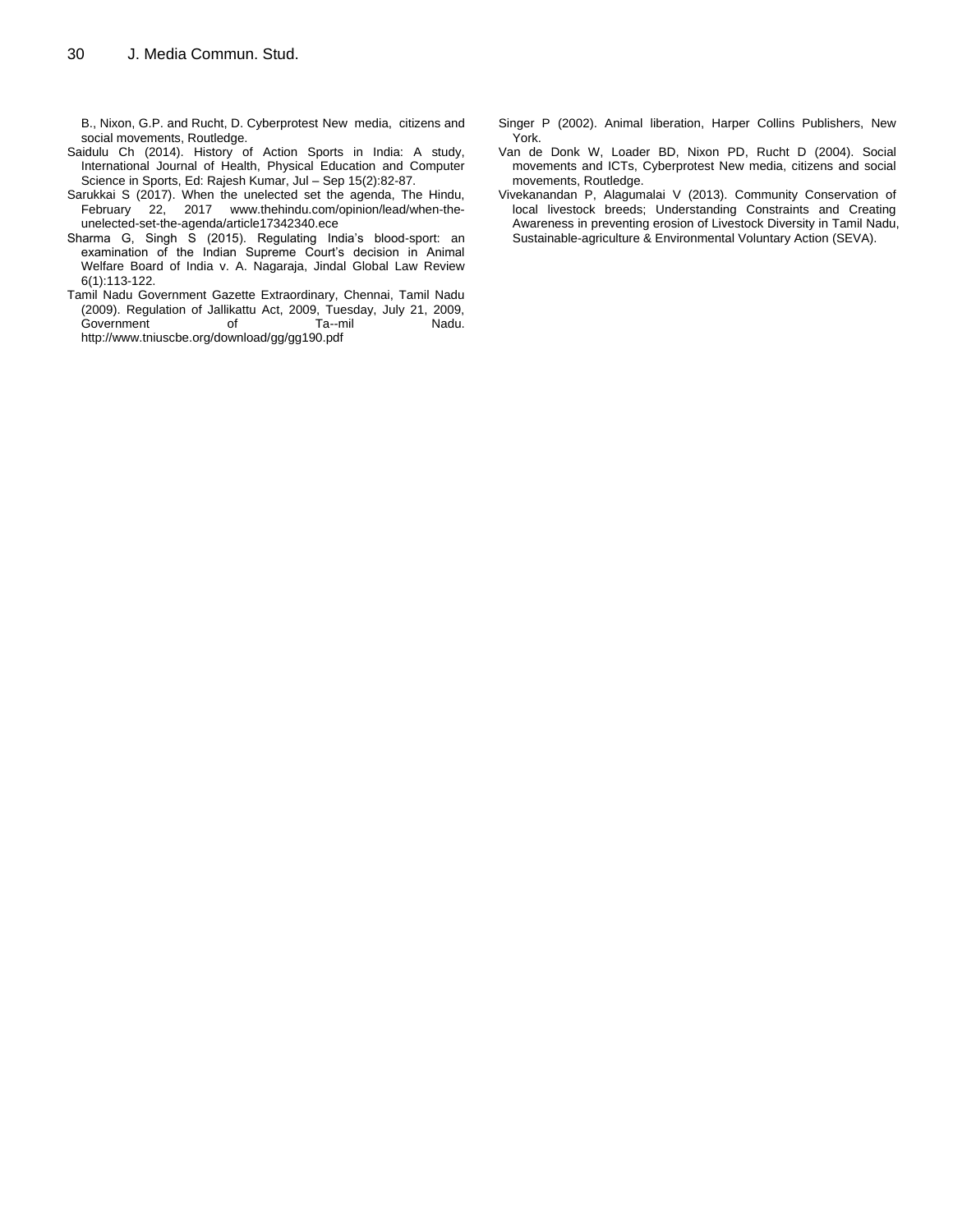B., Nixon, G.P. and Rucht, D. Cyberprotest New media, citizens and social movements, Routledge.

Saidulu Ch (2014). History of Action Sports in India: A study, International Journal of Health, Physical Education and Computer Science in Sports, Ed: Rajesh Kumar, Jul – Sep 15(2):82-87.

Sarukkai S (2017). When the unelected set the agenda, The Hindu, February 22, 2017 www.thehindu.com/opinion/lead/when-the-unelected-set-the-agenda/article17342340.ece

Sharma G, Singh S (2015). Regulating India's blood-sport: an examination of the Indian Supreme Court's decision in Animal Welfare Board of India v. A. Nagaraja, Jindal Global Law Review 6(1):113-122.

Tamil Nadu Government Gazette Extraordinary, Chennai, Tamil Nadu (2009). Regulation of Jallikattu Act, 2009, Tuesday, July 21, 2009, Government of Ta--mil Nadu. http://www.tniuscbe.org/download/gg/gg190.pdf

Singer P (2002). Animal liberation, Harper Collins Publishers, New York.

Van de Donk W, Loader BD, Nixon PD, Rucht D (2004). Social movements and ICTs, Cyberprotest New media, citizens and social movements, Routledge.

Vivekanandan P, Alagumalai V (2013). Community Conservation of local livestock breeds; Understanding Constraints and Creating Awareness in preventing erosion of Livestock Diversity in Tamil Nadu, Sustainable-agriculture & Environmental Voluntary Action (SEVA).